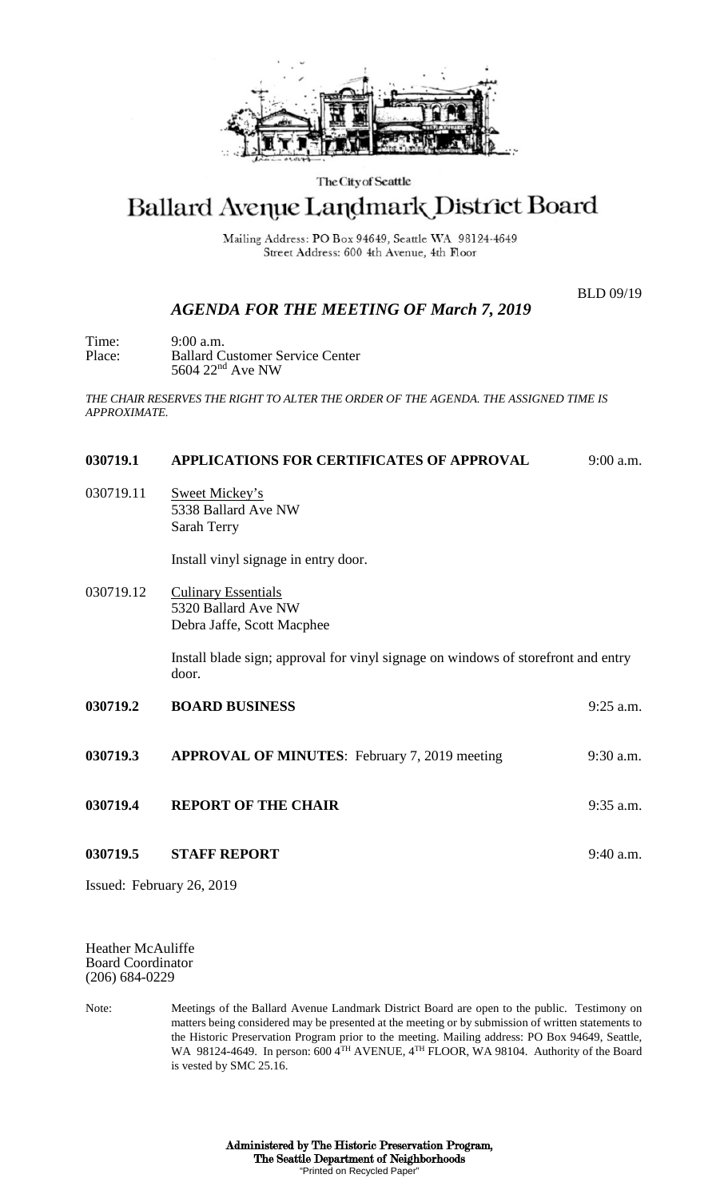The City of Seattle

# Ballard Avenue Landmark District Board

Mailing Address: PO Box 94649, Seattle WA 98124-4649
Street Address: 600 4th Avenue, 4th Floor

BLD 09/19

## *AGENDA FOR THE MEETING OF March 7, 2019*

Time: 9:00 a.m.
Place: Ballard Customer Service Center
5604 22nd Ave NW

*THE CHAIR RESERVES THE RIGHT TO ALTER THE ORDER OF THE AGENDA. THE ASSIGNED TIME IS APPROXIMATE.*

**030719.1 APPLICATIONS FOR CERTIFICATES OF APPROVAL** 9:00 a.m.

030719.11 Sweet Mickey's
5338 Ballard Ave NW
Sarah Terry

Install vinyl signage in entry door.

030719.12 Culinary Essentials
5320 Ballard Ave NW
Debra Jaffe, Scott Macphee

Install blade sign; approval for vinyl signage on windows of storefront and entry door.

**030719.2 BOARD BUSINESS** 9:25 a.m.

**030719.3 APPROVAL OF MINUTES**: February 7, 2019 meeting 9:30 a.m.

**030719.4 REPORT OF THE CHAIR** 9:35 a.m.

**030719.5 STAFF REPORT** 9:40 a.m.

Issued: February 26, 2019

Heather McAuliffe
Board Coordinator
(206) 684-0229

Note: Meetings of the Ballard Avenue Landmark District Board are open to the public. Testimony on matters being considered may be presented at the meeting or by submission of written statements to the Historic Preservation Program prior to the meeting. Mailing address: PO Box 94649, Seattle, WA 98124-4649. In person: 600 4TH AVENUE, 4TH FLOOR, WA 98104. Authority of the Board is vested by SMC 25.16.

**Administered by The Historic Preservation Program,**
**The Seattle Department of Neighborhoods**
"Printed on Recycled Paper"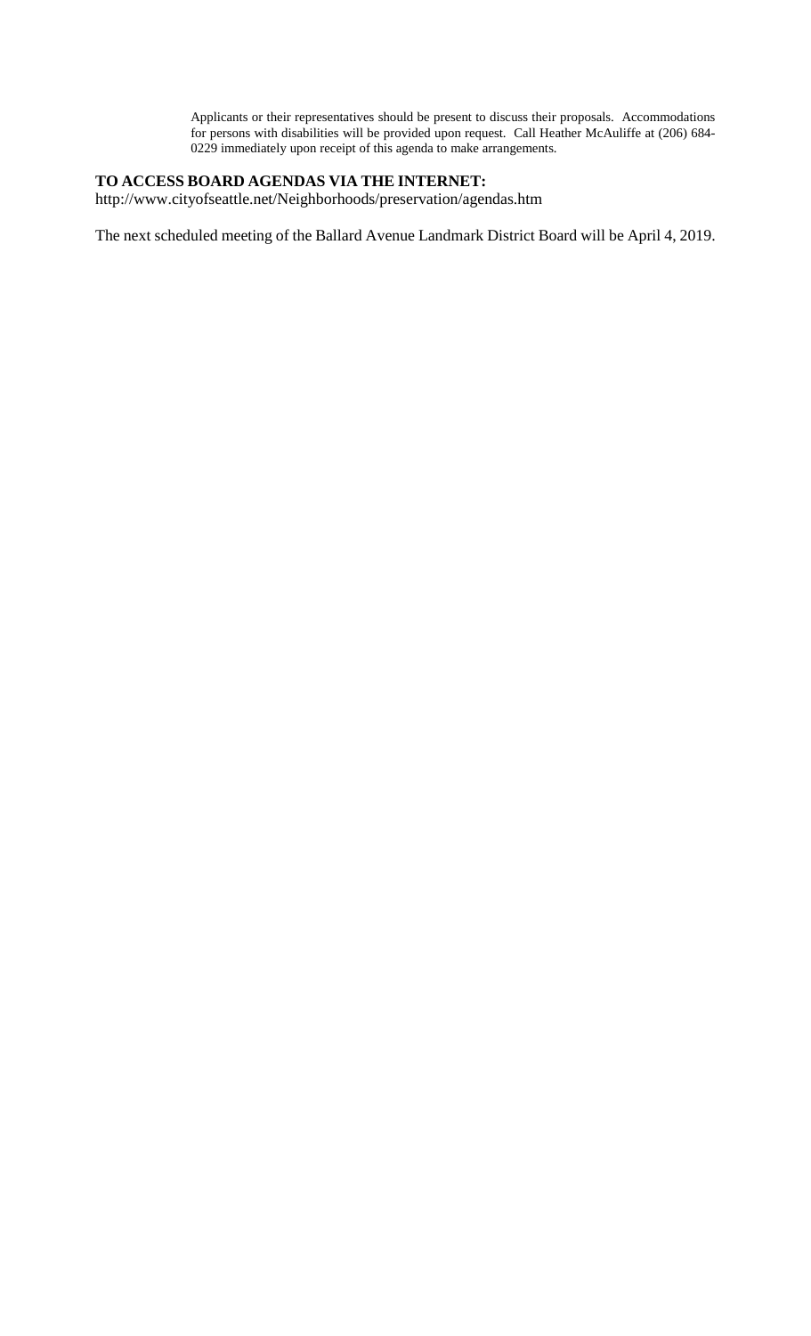Applicants or their representatives should be present to discuss their proposals. Accommodations for persons with disabilities will be provided upon request. Call Heather McAuliffe at (206) 684-0229 immediately upon receipt of this agenda to make arrangements.

**TO ACCESS BOARD AGENDAS VIA THE INTERNET:**
http://www.cityofseattle.net/Neighborhoods/preservation/agendas.htm

The next scheduled meeting of the Ballard Avenue Landmark District Board will be April 4, 2019.